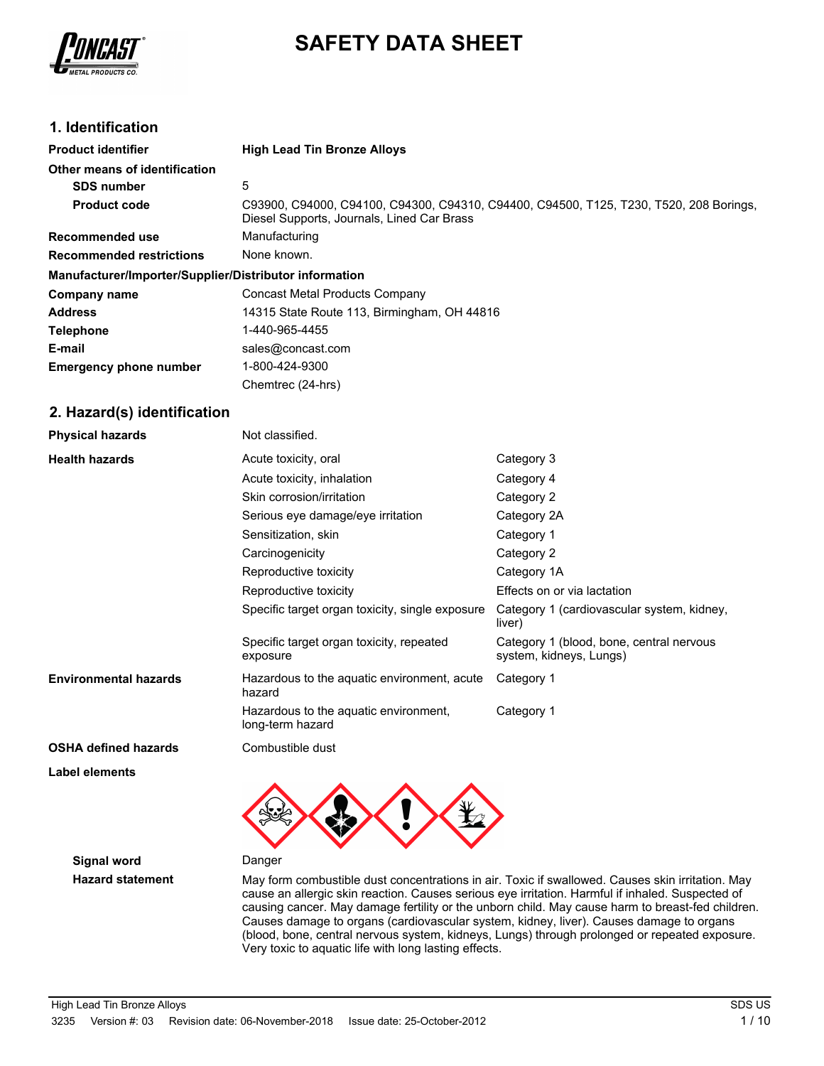# SAFETY DATA SHEET

CONCAST METAL PRODUCTS CO.

## 1. Identification

| | |
|---|---|
| **Product identifier** | **High Lead Tin Bronze Alloys** |
| **Other means of identification** | |
| **SDS number** | 5 |
| **Product code** | C93900, C94000, C94100, C94300, C94310, C94400, C94500, T125, T230, T520, 208 Borings, Diesel Supports, Journals, Lined Car Brass |
| **Recommended use** | Manufacturing |
| **Recommended restrictions** | None known. |

**Manufacturer/Importer/Supplier/Distributor information**

| | |
|---|---|
| **Company name** | Concast Metal Products Company |
| **Address** | 14315 State Route 113, Birmingham, OH 44816 |
| **Telephone** | 1-440-965-4455 |
| **E-mail** | sales@concast.com |
| **Emergency phone number** | 1-800-424-9300 |
| | Chemtrec (24-hrs) |

## 2. Hazard(s) identification

| | | |
|---|---|---|
| **Physical hazards** | Not classified. | |
| **Health hazards** | Acute toxicity, oral | Category 3 |
| | Acute toxicity, inhalation | Category 4 |
| | Skin corrosion/irritation | Category 2 |
| | Serious eye damage/eye irritation | Category 2A |
| | Sensitization, skin | Category 1 |
| | Carcinogenicity | Category 2 |
| | Reproductive toxicity | Category 1A |
| | Reproductive toxicity | Effects on or via lactation |
| | Specific target organ toxicity, single exposure | Category 1 (cardiovascular system, kidney, liver) |
| | Specific target organ toxicity, repeated exposure | Category 1 (blood, bone, central nervous system, kidneys, Lungs) |
| **Environmental hazards** | Hazardous to the aquatic environment, acute hazard | Category 1 |
| | Hazardous to the aquatic environment, long-term hazard | Category 1 |
| **OSHA defined hazards** | Combustible dust | |

**Label elements**

**Signal word** Danger

**Hazard statement** May form combustible dust concentrations in air. Toxic if swallowed. Causes skin irritation. May cause an allergic skin reaction. Causes serious eye irritation. Harmful if inhaled. Suspected of causing cancer. May damage fertility or the unborn child. May cause harm to breast-fed children. Causes damage to organs (cardiovascular system, kidney, liver). Causes damage to organs (blood, bone, central nervous system, kidneys, Lungs) through prolonged or repeated exposure. Very toxic to aquatic life with long lasting effects.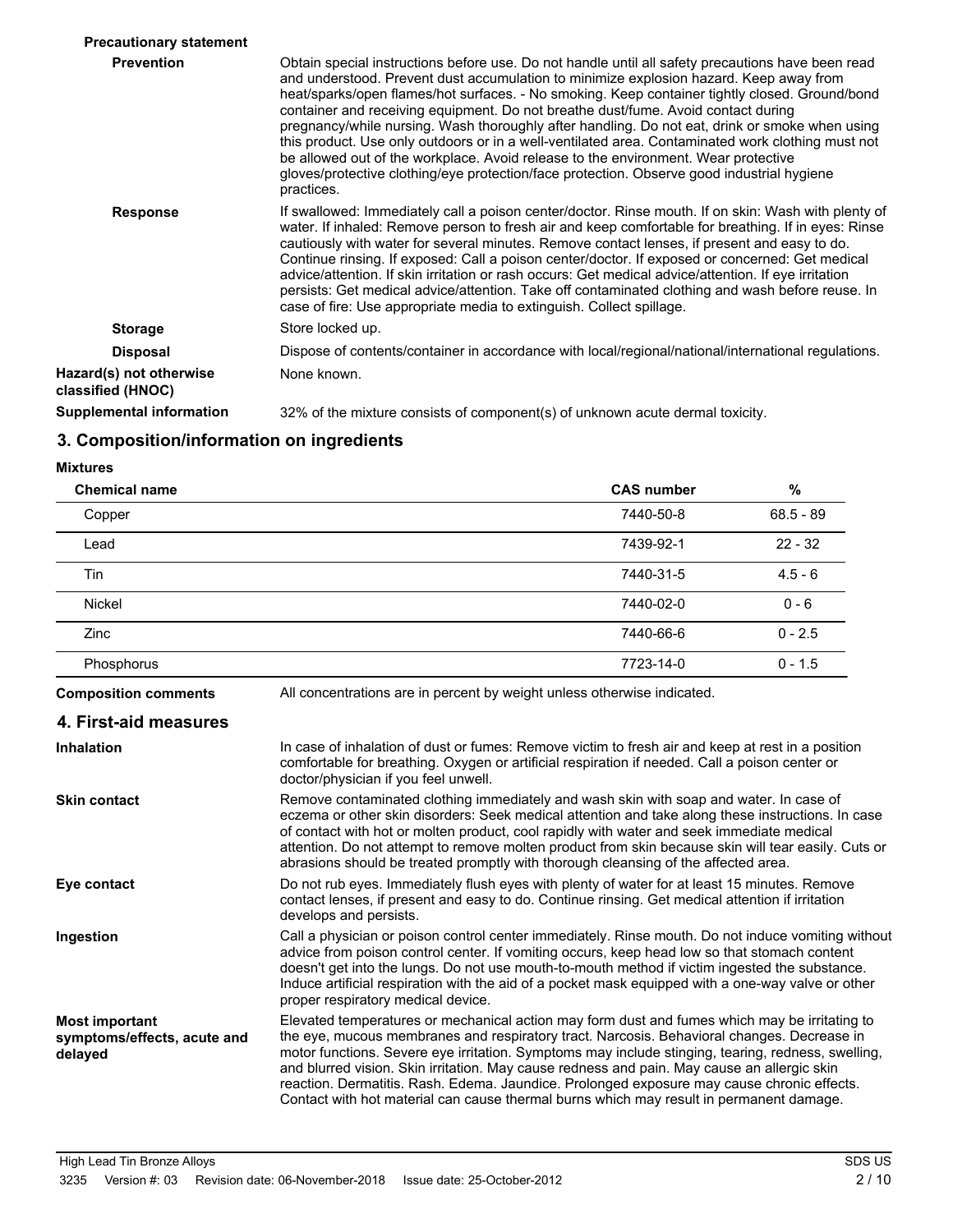**Precautionary statement**

**Prevention**

Obtain special instructions before use. Do not handle until all safety precautions have been read and understood. Prevent dust accumulation to minimize explosion hazard. Keep away from heat/sparks/open flames/hot surfaces. - No smoking. Keep container tightly closed. Ground/bond container and receiving equipment. Do not breathe dust/fume. Avoid contact during pregnancy/while nursing. Wash thoroughly after handling. Do not eat, drink or smoke when using this product. Use only outdoors or in a well-ventilated area. Contaminated work clothing must not be allowed out of the workplace. Avoid release to the environment. Wear protective gloves/protective clothing/eye protection/face protection. Observe good industrial hygiene practices.

**Response**

If swallowed: Immediately call a poison center/doctor. Rinse mouth. If on skin: Wash with plenty of water. If inhaled: Remove person to fresh air and keep comfortable for breathing. If in eyes: Rinse cautiously with water for several minutes. Remove contact lenses, if present and easy to do. Continue rinsing. If exposed: Call a poison center/doctor. If exposed or concerned: Get medical advice/attention. If skin irritation or rash occurs: Get medical advice/attention. If eye irritation persists: Get medical advice/attention. Take off contaminated clothing and wash before reuse. In case of fire: Use appropriate media to extinguish. Collect spillage.

**Storage**

Store locked up.

**Disposal**

Dispose of contents/container in accordance with local/regional/national/international regulations.

**Hazard(s) not otherwise classified (HNOC)**

None known.

**Supplemental information**

32% of the mixture consists of component(s) of unknown acute dermal toxicity.

## 3. Composition/information on ingredients

**Mixtures**

| Chemical name | CAS number | % |
|---|---|---|
| Copper | 7440-50-8 | 68.5 - 89 |
| Lead | 7439-92-1 | 22 - 32 |
| Tin | 7440-31-5 | 4.5 - 6 |
| Nickel | 7440-02-0 | 0 - 6 |
| Zinc | 7440-66-6 | 0 - 2.5 |
| Phosphorus | 7723-14-0 | 0 - 1.5 |

**Composition comments**

All concentrations are in percent by weight unless otherwise indicated.

## 4. First-aid measures

**Inhalation**

In case of inhalation of dust or fumes: Remove victim to fresh air and keep at rest in a position comfortable for breathing. Oxygen or artificial respiration if needed. Call a poison center or doctor/physician if you feel unwell.

**Skin contact**

Remove contaminated clothing immediately and wash skin with soap and water. In case of eczema or other skin disorders: Seek medical attention and take along these instructions. In case of contact with hot or molten product, cool rapidly with water and seek immediate medical attention. Do not attempt to remove molten product from skin because skin will tear easily. Cuts or abrasions should be treated promptly with thorough cleansing of the affected area.

**Eye contact**

Do not rub eyes. Immediately flush eyes with plenty of water for at least 15 minutes. Remove contact lenses, if present and easy to do. Continue rinsing. Get medical attention if irritation develops and persists.

**Ingestion**

Call a physician or poison control center immediately. Rinse mouth. Do not induce vomiting without advice from poison control center. If vomiting occurs, keep head low so that stomach content doesn't get into the lungs. Do not use mouth-to-mouth method if victim ingested the substance. Induce artificial respiration with the aid of a pocket mask equipped with a one-way valve or other proper respiratory medical device.

**Most important symptoms/effects, acute and delayed**

Elevated temperatures or mechanical action may form dust and fumes which may be irritating to the eye, mucous membranes and respiratory tract. Narcosis. Behavioral changes. Decrease in motor functions. Severe eye irritation. Symptoms may include stinging, tearing, redness, swelling, and blurred vision. Skin irritation. May cause redness and pain. May cause an allergic skin reaction. Dermatitis. Rash. Edema. Jaundice. Prolonged exposure may cause chronic effects. Contact with hot material can cause thermal burns which may result in permanent damage.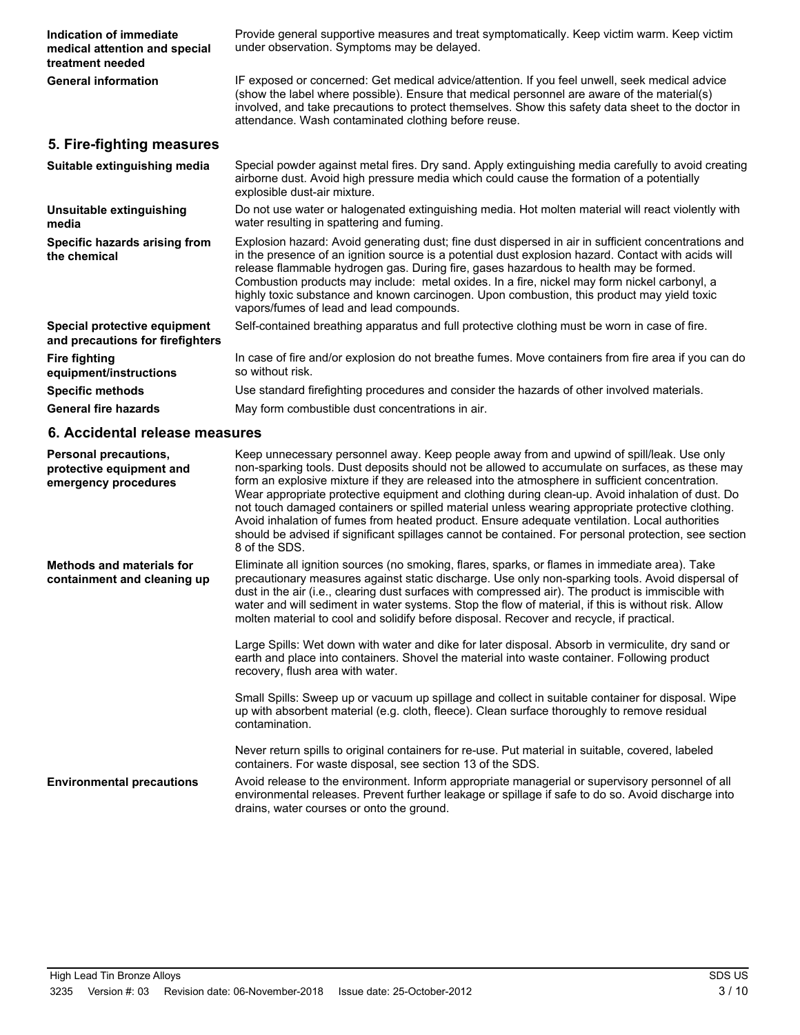| | |
|---|---|
| **Indication of immediate medical attention and special treatment needed** | Provide general supportive measures and treat symptomatically. Keep victim warm. Keep victim under observation. Symptoms may be delayed. |
| **General information** | IF exposed or concerned: Get medical advice/attention. If you feel unwell, seek medical advice (show the label where possible). Ensure that medical personnel are aware of the material(s) involved, and take precautions to protect themselves. Show this safety data sheet to the doctor in attendance. Wash contaminated clothing before reuse. |

## 5. Fire-fighting measures

| | |
|---|---|
| **Suitable extinguishing media** | Special powder against metal fires. Dry sand. Apply extinguishing media carefully to avoid creating airborne dust. Avoid high pressure media which could cause the formation of a potentially explosible dust-air mixture. |
| **Unsuitable extinguishing media** | Do not use water or halogenated extinguishing media. Hot molten material will react violently with water resulting in spattering and fuming. |
| **Specific hazards arising from the chemical** | Explosion hazard: Avoid generating dust; fine dust dispersed in air in sufficient concentrations and in the presence of an ignition source is a potential dust explosion hazard. Contact with acids will release flammable hydrogen gas. During fire, gases hazardous to health may be formed. Combustion products may include: metal oxides. In a fire, nickel may form nickel carbonyl, a highly toxic substance and known carcinogen. Upon combustion, this product may yield toxic vapors/fumes of lead and lead compounds. |
| **Special protective equipment and precautions for firefighters** | Self-contained breathing apparatus and full protective clothing must be worn in case of fire. |
| **Fire fighting equipment/instructions** | In case of fire and/or explosion do not breathe fumes. Move containers from fire area if you can do so without risk. |
| **Specific methods** | Use standard firefighting procedures and consider the hazards of other involved materials. |
| **General fire hazards** | May form combustible dust concentrations in air. |

## 6. Accidental release measures

| | |
|---|---|
| **Personal precautions, protective equipment and emergency procedures** | Keep unnecessary personnel away. Keep people away from and upwind of spill/leak. Use only non-sparking tools. Dust deposits should not be allowed to accumulate on surfaces, as these may form an explosive mixture if they are released into the atmosphere in sufficient concentration. Wear appropriate protective equipment and clothing during clean-up. Avoid inhalation of dust. Do not touch damaged containers or spilled material unless wearing appropriate protective clothing. Avoid inhalation of fumes from heated product. Ensure adequate ventilation. Local authorities should be advised if significant spillages cannot be contained. For personal protection, see section 8 of the SDS. |
| **Methods and materials for containment and cleaning up** | Eliminate all ignition sources (no smoking, flares, sparks, or flames in immediate area). Take precautionary measures against static discharge. Use only non-sparking tools. Avoid dispersal of dust in the air (i.e., clearing dust surfaces with compressed air). The product is immiscible with water and will sediment in water systems. Stop the flow of material, if this is without risk. Allow molten material to cool and solidify before disposal. Recover and recycle, if practical.<br><br>Large Spills: Wet down with water and dike for later disposal. Absorb in vermiculite, dry sand or earth and place into containers. Shovel the material into waste container. Following product recovery, flush area with water.<br><br>Small Spills: Sweep up or vacuum up spillage and collect in suitable container for disposal. Wipe up with absorbent material (e.g. cloth, fleece). Clean surface thoroughly to remove residual contamination.<br><br>Never return spills to original containers for re-use. Put material in suitable, covered, labeled containers. For waste disposal, see section 13 of the SDS. |
| **Environmental precautions** | Avoid release to the environment. Inform appropriate managerial or supervisory personnel of all environmental releases. Prevent further leakage or spillage if safe to do so. Avoid discharge into drains, water courses or onto the ground. |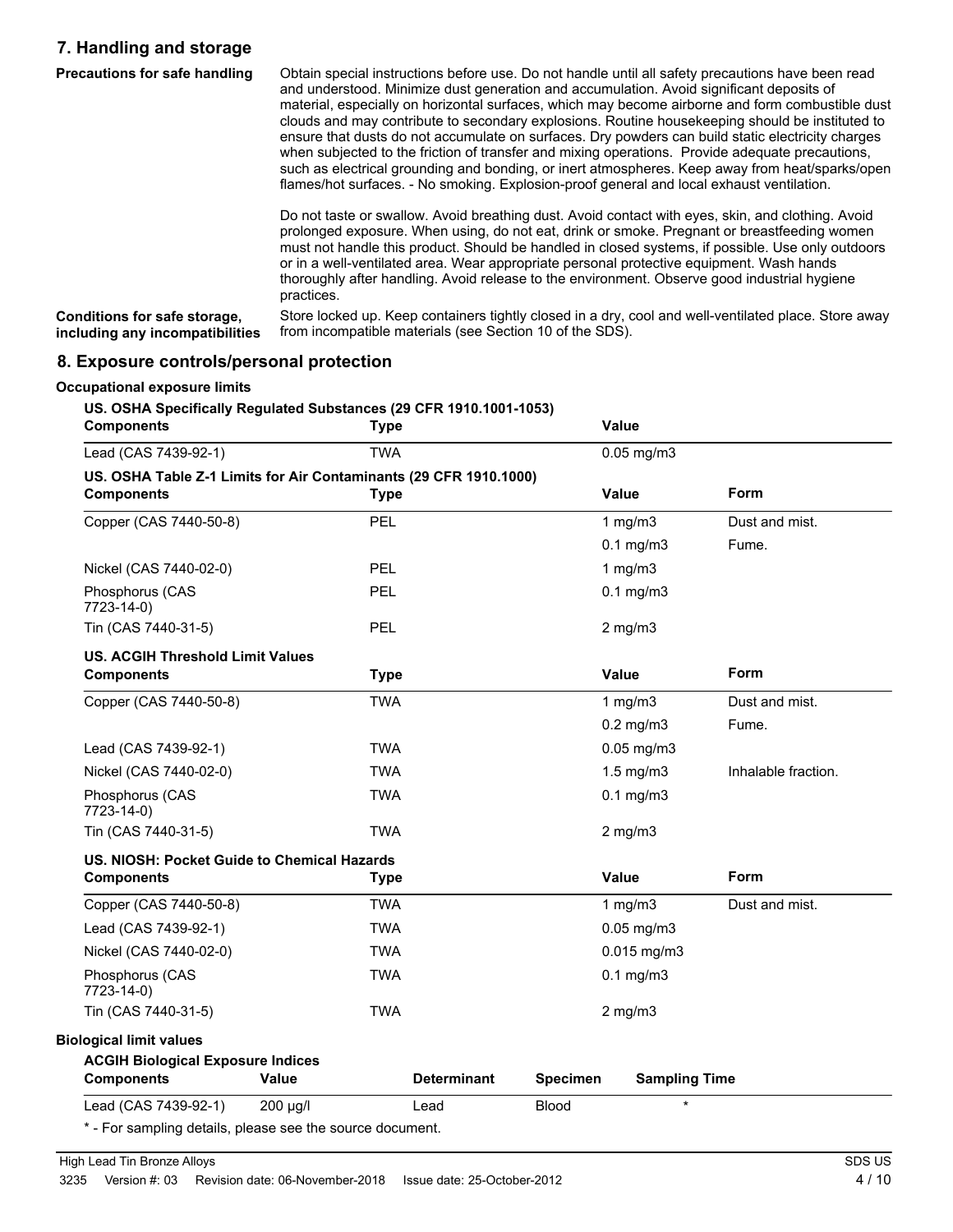## 7. Handling and storage

**Precautions for safe handling**

Obtain special instructions before use. Do not handle until all safety precautions have been read and understood. Minimize dust generation and accumulation. Avoid significant deposits of material, especially on horizontal surfaces, which may become airborne and form combustible dust clouds and may contribute to secondary explosions. Routine housekeeping should be instituted to ensure that dusts do not accumulate on surfaces. Dry powders can build static electricity charges when subjected to the friction of transfer and mixing operations. Provide adequate precautions, such as electrical grounding and bonding, or inert atmospheres. Keep away from heat/sparks/open flames/hot surfaces. - No smoking. Explosion-proof general and local exhaust ventilation.

Do not taste or swallow. Avoid breathing dust. Avoid contact with eyes, skin, and clothing. Avoid prolonged exposure. When using, do not eat, drink or smoke. Pregnant or breastfeeding women must not handle this product. Should be handled in closed systems, if possible. Use only outdoors or in a well-ventilated area. Wear appropriate personal protective equipment. Wash hands thoroughly after handling. Avoid release to the environment. Observe good industrial hygiene practices.

**Conditions for safe storage, including any incompatibilities**

Store locked up. Keep containers tightly closed in a dry, cool and well-ventilated place. Store away from incompatible materials (see Section 10 of the SDS).

## 8. Exposure controls/personal protection

### Occupational exposure limits

**US. OSHA Specifically Regulated Substances (29 CFR 1910.1001-1053)**

| Components | Type | Value |
|---|---|---|
| Lead (CAS 7439-92-1) | TWA | 0.05 mg/m3 |

**US. OSHA Table Z-1 Limits for Air Contaminants (29 CFR 1910.1000)**

| Components | Type | Value | Form |
|---|---|---|---|
| Copper (CAS 7440-50-8) | PEL | 1 mg/m3 | Dust and mist. |
| | | 0.1 mg/m3 | Fume. |
| Nickel (CAS 7440-02-0) | PEL | 1 mg/m3 | |
| Phosphorus (CAS 7723-14-0) | PEL | 0.1 mg/m3 | |
| Tin (CAS 7440-31-5) | PEL | 2 mg/m3 | |

**US. ACGIH Threshold Limit Values**

| Components | Type | Value | Form |
|---|---|---|---|
| Copper (CAS 7440-50-8) | TWA | 1 mg/m3 | Dust and mist. |
| | | 0.2 mg/m3 | Fume. |
| Lead (CAS 7439-92-1) | TWA | 0.05 mg/m3 | |
| Nickel (CAS 7440-02-0) | TWA | 1.5 mg/m3 | Inhalable fraction. |
| Phosphorus (CAS 7723-14-0) | TWA | 0.1 mg/m3 | |
| Tin (CAS 7440-31-5) | TWA | 2 mg/m3 | |

**US. NIOSH: Pocket Guide to Chemical Hazards**

| Components | Type | Value | Form |
|---|---|---|---|
| Copper (CAS 7440-50-8) | TWA | 1 mg/m3 | Dust and mist. |
| Lead (CAS 7439-92-1) | TWA | 0.05 mg/m3 | |
| Nickel (CAS 7440-02-0) | TWA | 0.015 mg/m3 | |
| Phosphorus (CAS 7723-14-0) | TWA | 0.1 mg/m3 | |
| Tin (CAS 7440-31-5) | TWA | 2 mg/m3 | |

### Biological limit values

**ACGIH Biological Exposure Indices**

| Components | Value | Determinant | Specimen | Sampling Time |
|---|---|---|---|---|
| Lead (CAS 7439-92-1) | 200 µg/l | Lead | Blood | * |

* - For sampling details, please see the source document.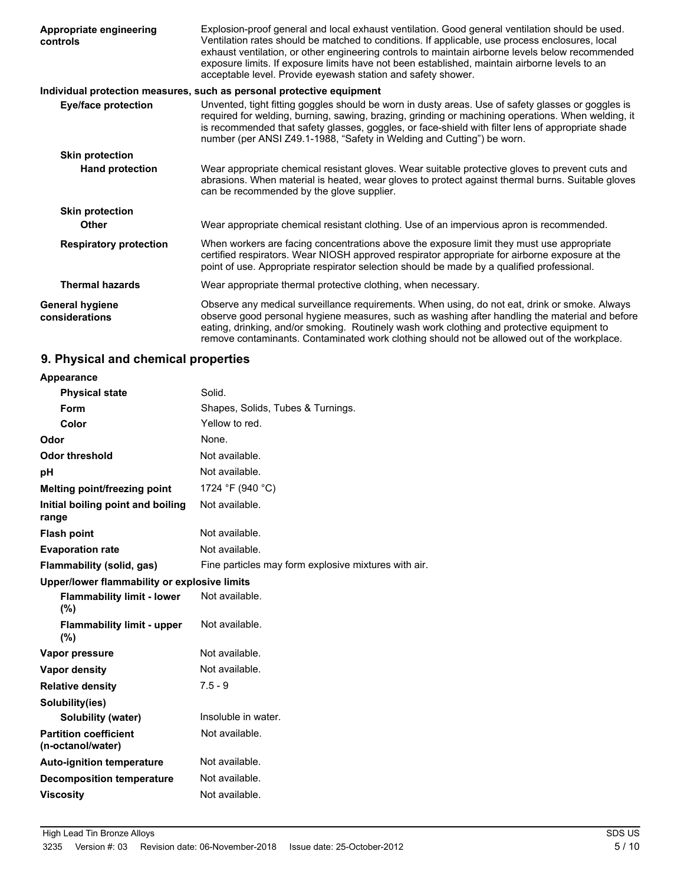| | |
|---|---|
| **Appropriate engineering controls** | Explosion-proof general and local exhaust ventilation. Good general ventilation should be used. Ventilation rates should be matched to conditions. If applicable, use process enclosures, local exhaust ventilation, or other engineering controls to maintain airborne levels below recommended exposure limits. If exposure limits have not been established, maintain airborne levels to an acceptable level. Provide eyewash station and safety shower. |

**Individual protection measures, such as personal protective equipment**

| | |
|---|---|
| **Eye/face protection** | Unvented, tight fitting goggles should be worn in dusty areas. Use of safety glasses or goggles is required for welding, burning, sawing, brazing, grinding or machining operations. When welding, it is recommended that safety glasses, goggles, or face-shield with filter lens of appropriate shade number (per ANSI Z49.1-1988, "Safety in Welding and Cutting") be worn. |
| **Skin protection** | |
| **Hand protection** | Wear appropriate chemical resistant gloves. Wear suitable protective gloves to prevent cuts and abrasions. When material is heated, wear gloves to protect against thermal burns. Suitable gloves can be recommended by the glove supplier. |
| **Skin protection** | |
| **Other** | Wear appropriate chemical resistant clothing. Use of an impervious apron is recommended. |
| **Respiratory protection** | When workers are facing concentrations above the exposure limit they must use appropriate certified respirators. Wear NIOSH approved respirator appropriate for airborne exposure at the point of use. Appropriate respirator selection should be made by a qualified professional. |
| **Thermal hazards** | Wear appropriate thermal protective clothing, when necessary. |
| **General hygiene considerations** | Observe any medical surveillance requirements. When using, do not eat, drink or smoke. Always observe good personal hygiene measures, such as washing after handling the material and before eating, drinking, and/or smoking. Routinely wash work clothing and protective equipment to remove contaminants. Contaminated work clothing should not be allowed out of the workplace. |

## 9. Physical and chemical properties

| | |
|---|---|
| **Appearance** | |
| **Physical state** | Solid. |
| **Form** | Shapes, Solids, Tubes & Turnings. |
| **Color** | Yellow to red. |
| **Odor** | None. |
| **Odor threshold** | Not available. |
| **pH** | Not available. |
| **Melting point/freezing point** | 1724 °F (940 °C) |
| **Initial boiling point and boiling range** | Not available. |
| **Flash point** | Not available. |
| **Evaporation rate** | Not available. |
| **Flammability (solid, gas)** | Fine particles may form explosive mixtures with air. |
| **Upper/lower flammability or explosive limits** | |
| **Flammability limit - lower (%)** | Not available. |
| **Flammability limit - upper (%)** | Not available. |
| **Vapor pressure** | Not available. |
| **Vapor density** | Not available. |
| **Relative density** | 7.5 - 9 |
| **Solubility(ies)** | |
| **Solubility (water)** | Insoluble in water. |
| **Partition coefficient (n-octanol/water)** | Not available. |
| **Auto-ignition temperature** | Not available. |
| **Decomposition temperature** | Not available. |
| **Viscosity** | Not available. |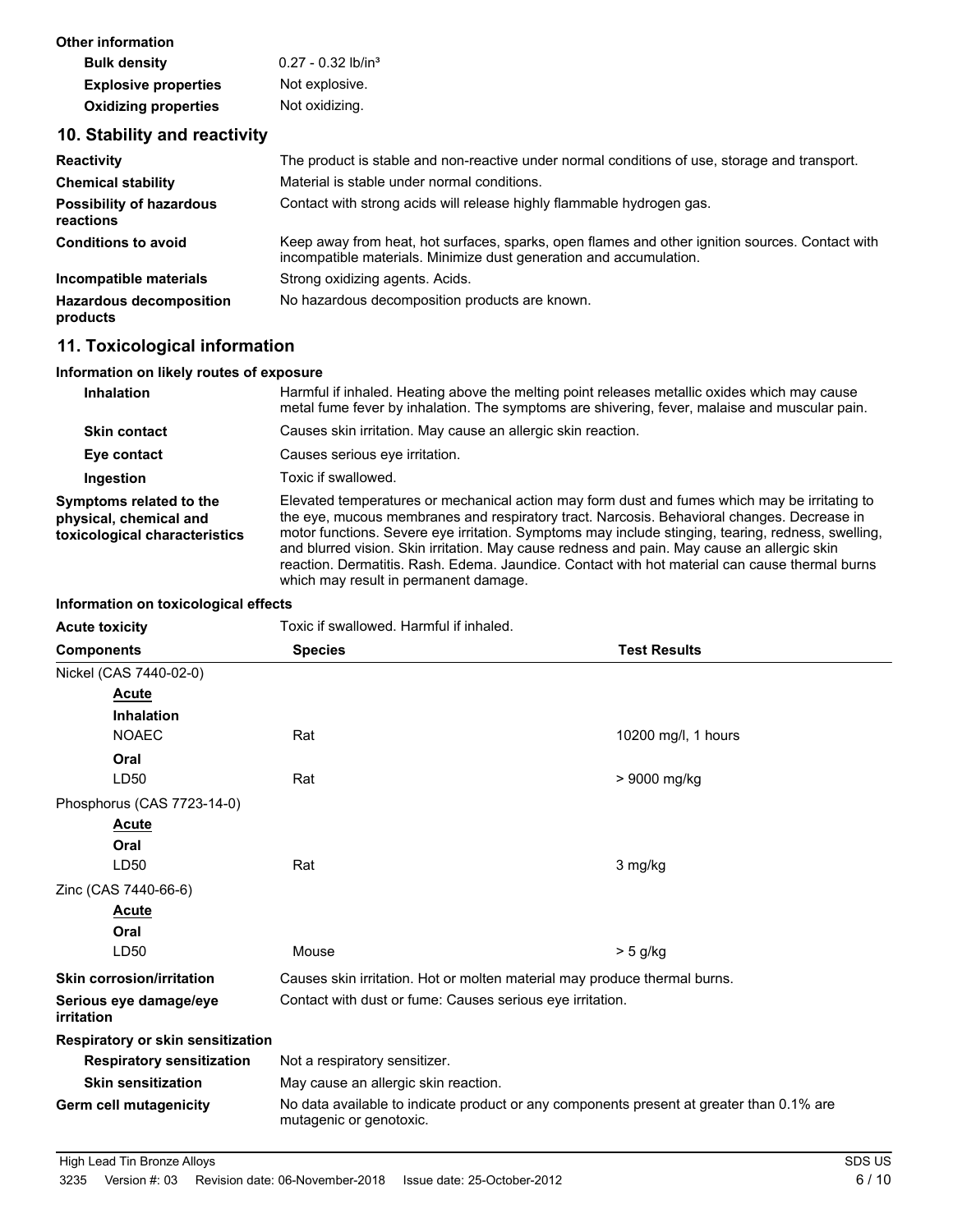**Other information**

| | |
|---|---|
| **Bulk density** | 0.27 - 0.32 lb/in³ |
| **Explosive properties** | Not explosive. |
| **Oxidizing properties** | Not oxidizing. |

## 10. Stability and reactivity

| | |
|---|---|
| **Reactivity** | The product is stable and non-reactive under normal conditions of use, storage and transport. |
| **Chemical stability** | Material is stable under normal conditions. |
| **Possibility of hazardous reactions** | Contact with strong acids will release highly flammable hydrogen gas. |
| **Conditions to avoid** | Keep away from heat, hot surfaces, sparks, open flames and other ignition sources. Contact with incompatible materials. Minimize dust generation and accumulation. |
| **Incompatible materials** | Strong oxidizing agents. Acids. |
| **Hazardous decomposition products** | No hazardous decomposition products are known. |

## 11. Toxicological information

**Information on likely routes of exposure**

| | |
|---|---|
| **Inhalation** | Harmful if inhaled. Heating above the melting point releases metallic oxides which may cause metal fume fever by inhalation. The symptoms are shivering, fever, malaise and muscular pain. |
| **Skin contact** | Causes skin irritation. May cause an allergic skin reaction. |
| **Eye contact** | Causes serious eye irritation. |
| **Ingestion** | Toxic if swallowed. |
| **Symptoms related to the physical, chemical and toxicological characteristics** | Elevated temperatures or mechanical action may form dust and fumes which may be irritating to the eye, mucous membranes and respiratory tract. Narcosis. Behavioral changes. Decrease in motor functions. Severe eye irritation. Symptoms may include stinging, tearing, redness, swelling, and blurred vision. Skin irritation. May cause redness and pain. May cause an allergic skin reaction. Dermatitis. Rash. Edema. Jaundice. Contact with hot material can cause thermal burns which may result in permanent damage. |

**Information on toxicological effects**

**Acute toxicity** Toxic if swallowed. Harmful if inhaled.

| Components | Species | Test Results |
|---|---|---|
| Nickel (CAS 7440-02-0) | | |
| **Acute** | | |
| **Inhalation** | | |
| NOAEC | Rat | 10200 mg/l, 1 hours |
| **Oral** | | |
| LD50 | Rat | > 9000 mg/kg |
| Phosphorus (CAS 7723-14-0) | | |
| **Acute** | | |
| **Oral** | | |
| LD50 | Rat | 3 mg/kg |
| Zinc (CAS 7440-66-6) | | |
| **Acute** | | |
| **Oral** | | |
| LD50 | Mouse | > 5 g/kg |

| | |
|---|---|
| **Skin corrosion/irritation** | Causes skin irritation. Hot or molten material may produce thermal burns. |
| **Serious eye damage/eye irritation** | Contact with dust or fume: Causes serious eye irritation. |

**Respiratory or skin sensitization**

| | |
|---|---|
| **Respiratory sensitization** | Not a respiratory sensitizer. |
| **Skin sensitization** | May cause an allergic skin reaction. |
| **Germ cell mutagenicity** | No data available to indicate product or any components present at greater than 0.1% are mutagenic or genotoxic. |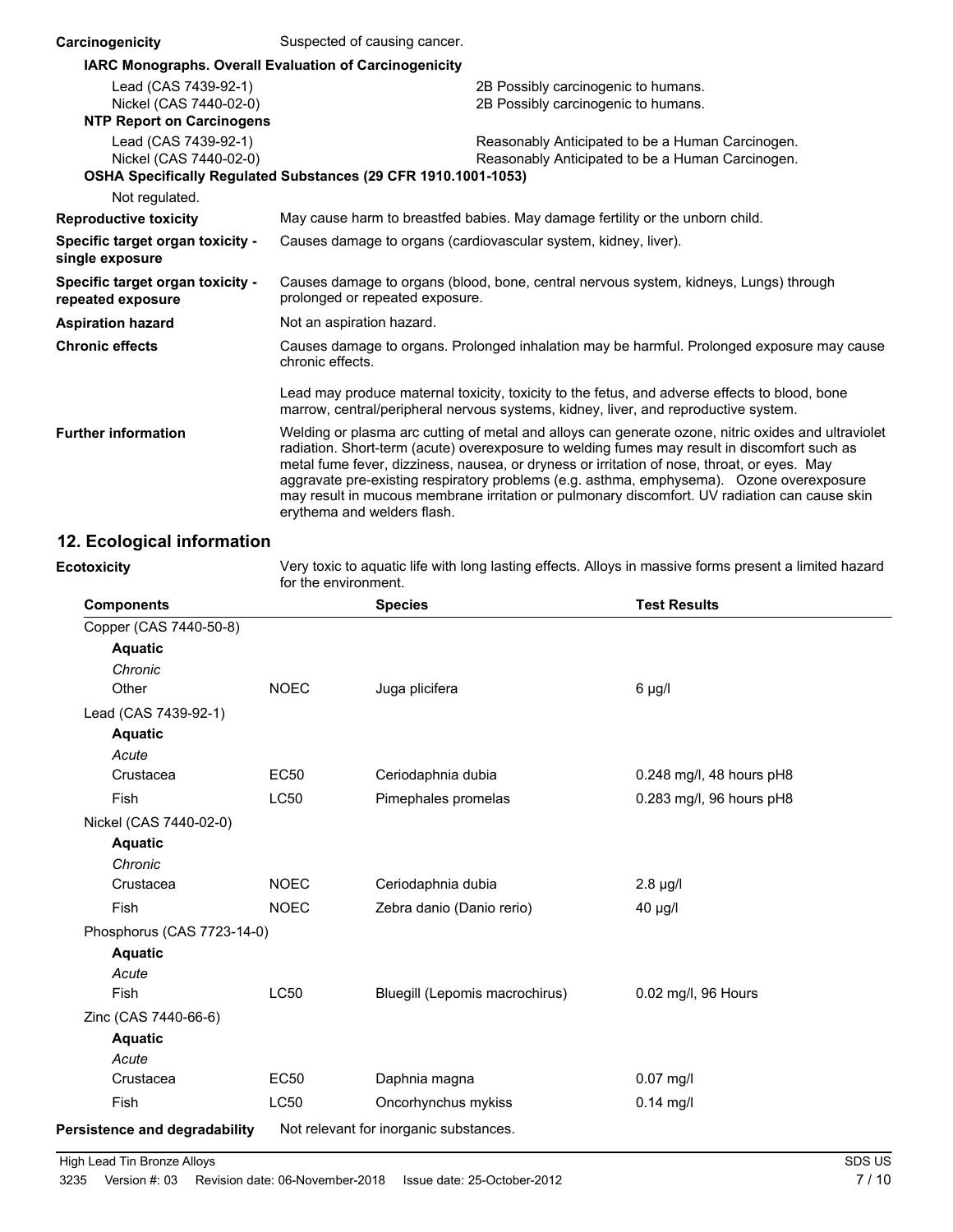**Carcinogenicity** Suspected of causing cancer.

**IARC Monographs. Overall Evaluation of Carcinogenicity**

| | |
|---|---|
| Lead (CAS 7439-92-1) | 2B Possibly carcinogenic to humans. |
| Nickel (CAS 7440-02-0) | 2B Possibly carcinogenic to humans. |

**NTP Report on Carcinogens**

| | |
|---|---|
| Lead (CAS 7439-92-1) | Reasonably Anticipated to be a Human Carcinogen. |
| Nickel (CAS 7440-02-0) | Reasonably Anticipated to be a Human Carcinogen. |

**OSHA Specifically Regulated Substances (29 CFR 1910.1001-1053)**

Not regulated.

**Reproductive toxicity** May cause harm to breastfed babies. May damage fertility or the unborn child.

**Specific target organ toxicity - single exposure** Causes damage to organs (cardiovascular system, kidney, liver).

**Specific target organ toxicity - repeated exposure** Causes damage to organs (blood, bone, central nervous system, kidneys, Lungs) through prolonged or repeated exposure.

**Aspiration hazard** Not an aspiration hazard.

**Chronic effects** Causes damage to organs. Prolonged inhalation may be harmful. Prolonged exposure may cause chronic effects.

Lead may produce maternal toxicity, toxicity to the fetus, and adverse effects to blood, bone marrow, central/peripheral nervous systems, kidney, liver, and reproductive system.

**Further information** Welding or plasma arc cutting of metal and alloys can generate ozone, nitric oxides and ultraviolet radiation. Short-term (acute) overexposure to welding fumes may result in discomfort such as metal fume fever, dizziness, nausea, or dryness or irritation of nose, throat, or eyes. May aggravate pre-existing respiratory problems (e.g. asthma, emphysema). Ozone overexposure may result in mucous membrane irritation or pulmonary discomfort. UV radiation can cause skin erythema and welders flash.

## 12. Ecological information

**Ecotoxicity** Very toxic to aquatic life with long lasting effects. Alloys in massive forms present a limited hazard for the environment.

| Components | | Species | Test Results |
|---|---|---|---|
| Copper (CAS 7440-50-8) | | | |
| **Aquatic** | | | |
| *Chronic* | | | |
| Other | NOEC | Juga plicifera | 6 µg/l |
| Lead (CAS 7439-92-1) | | | |
| **Aquatic** | | | |
| *Acute* | | | |
| Crustacea | EC50 | Ceriodaphnia dubia | 0.248 mg/l, 48 hours pH8 |
| Fish | LC50 | Pimephales promelas | 0.283 mg/l, 96 hours pH8 |
| Nickel (CAS 7440-02-0) | | | |
| **Aquatic** | | | |
| *Chronic* | | | |
| Crustacea | NOEC | Ceriodaphnia dubia | 2.8 µg/l |
| Fish | NOEC | Zebra danio (Danio rerio) | 40 µg/l |
| Phosphorus (CAS 7723-14-0) | | | |
| **Aquatic** | | | |
| *Acute* | | | |
| Fish | LC50 | Bluegill (Lepomis macrochirus) | 0.02 mg/l, 96 Hours |
| Zinc (CAS 7440-66-6) | | | |
| **Aquatic** | | | |
| *Acute* | | | |
| Crustacea | EC50 | Daphnia magna | 0.07 mg/l |
| Fish | LC50 | Oncorhynchus mykiss | 0.14 mg/l |

**Persistence and degradability** Not relevant for inorganic substances.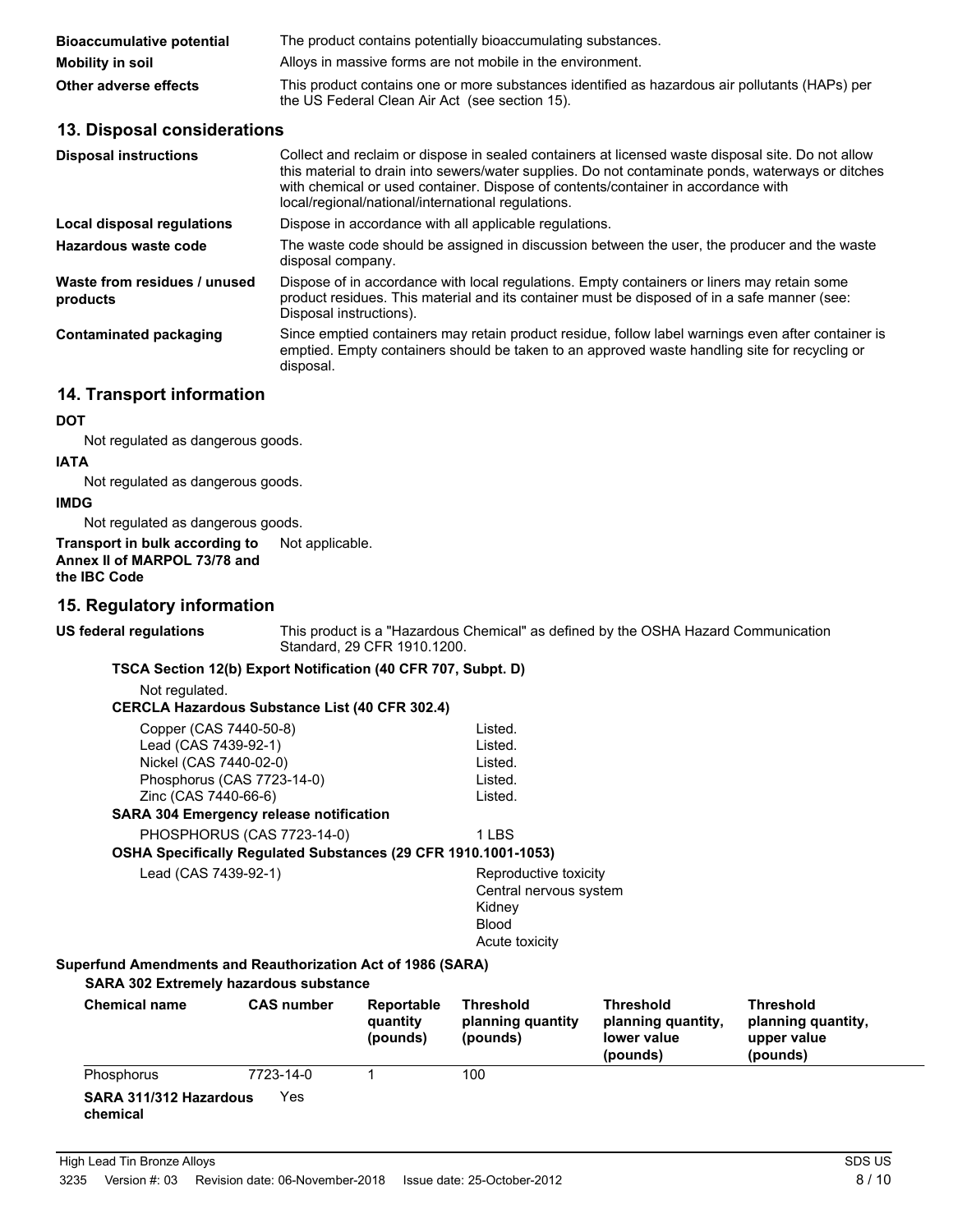| | |
|---|---|
| **Bioaccumulative potential** | The product contains potentially bioaccumulating substances. |
| **Mobility in soil** | Alloys in massive forms are not mobile in the environment. |
| **Other adverse effects** | This product contains one or more substances identified as hazardous air pollutants (HAPs) per the US Federal Clean Air Act (see section 15). |

## 13. Disposal considerations

| | |
|---|---|
| **Disposal instructions** | Collect and reclaim or dispose in sealed containers at licensed waste disposal site. Do not allow this material to drain into sewers/water supplies. Do not contaminate ponds, waterways or ditches with chemical or used container. Dispose of contents/container in accordance with local/regional/national/international regulations. |
| **Local disposal regulations** | Dispose in accordance with all applicable regulations. |
| **Hazardous waste code** | The waste code should be assigned in discussion between the user, the producer and the waste disposal company. |
| **Waste from residues / unused products** | Dispose of in accordance with local regulations. Empty containers or liners may retain some product residues. This material and its container must be disposed of in a safe manner (see: Disposal instructions). |
| **Contaminated packaging** | Since emptied containers may retain product residue, follow label warnings even after container is emptied. Empty containers should be taken to an approved waste handling site for recycling or disposal. |

## 14. Transport information

**DOT**

Not regulated as dangerous goods.

**IATA**

Not regulated as dangerous goods.

**IMDG**

Not regulated as dangerous goods.

**Transport in bulk according to Annex II of MARPOL 73/78 and the IBC Code** Not applicable.

## 15. Regulatory information

**US federal regulations** This product is a "Hazardous Chemical" as defined by the OSHA Hazard Communication Standard, 29 CFR 1910.1200.

**TSCA Section 12(b) Export Notification (40 CFR 707, Subpt. D)**

Not regulated.

**CERCLA Hazardous Substance List (40 CFR 302.4)**

| | |
|---|---|
| Copper (CAS 7440-50-8) | Listed. |
| Lead (CAS 7439-92-1) | Listed. |
| Nickel (CAS 7440-02-0) | Listed. |
| Phosphorus (CAS 7723-14-0) | Listed. |
| Zinc (CAS 7440-66-6) | Listed. |

**SARA 304 Emergency release notification**

| | |
|---|---|
| PHOSPHORUS (CAS 7723-14-0) | 1 LBS |

**OSHA Specifically Regulated Substances (29 CFR 1910.1001-1053)**

| | |
|---|---|
| Lead (CAS 7439-92-1) | Reproductive toxicity<br>Central nervous system<br>Kidney<br>Blood<br>Acute toxicity |

**Superfund Amendments and Reauthorization Act of 1986 (SARA)**

**SARA 302 Extremely hazardous substance**

| Chemical name | CAS number | Reportable quantity (pounds) | Threshold planning quantity (pounds) | Threshold planning quantity, lower value (pounds) | Threshold planning quantity, upper value (pounds) |
|---|---|---|---|---|---|
| Phosphorus | 7723-14-0 | 1 | 100 | | |

**SARA 311/312 Hazardous chemical** Yes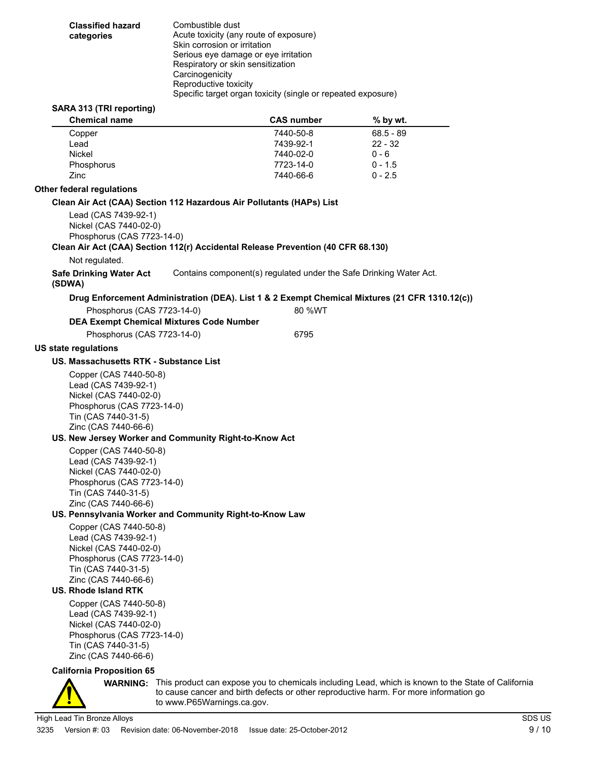**Classified hazard categories**

Combustible dust
Acute toxicity (any route of exposure)
Skin corrosion or irritation
Serious eye damage or eye irritation
Respiratory or skin sensitization
Carcinogenicity
Reproductive toxicity
Specific target organ toxicity (single or repeated exposure)

**SARA 313 (TRI reporting)**

| Chemical name | CAS number | % by wt. |
|---|---|---|
| Copper | 7440-50-8 | 68.5 - 89 |
| Lead | 7439-92-1 | 22 - 32 |
| Nickel | 7440-02-0 | 0 - 6 |
| Phosphorus | 7723-14-0 | 0 - 1.5 |
| Zinc | 7440-66-6 | 0 - 2.5 |

**Other federal regulations**

**Clean Air Act (CAA) Section 112 Hazardous Air Pollutants (HAPs) List**

Lead (CAS 7439-92-1)
Nickel (CAS 7440-02-0)
Phosphorus (CAS 7723-14-0)

**Clean Air Act (CAA) Section 112(r) Accidental Release Prevention (40 CFR 68.130)**

Not regulated.

**Safe Drinking Water Act (SDWA)** Contains component(s) regulated under the Safe Drinking Water Act.

**Drug Enforcement Administration (DEA). List 1 & 2 Exempt Chemical Mixtures (21 CFR 1310.12(c))**

Phosphorus (CAS 7723-14-0) 80 %WT

**DEA Exempt Chemical Mixtures Code Number**

Phosphorus (CAS 7723-14-0) 6795

**US state regulations**

**US. Massachusetts RTK - Substance List**

Copper (CAS 7440-50-8)
Lead (CAS 7439-92-1)
Nickel (CAS 7440-02-0)
Phosphorus (CAS 7723-14-0)
Tin (CAS 7440-31-5)
Zinc (CAS 7440-66-6)

**US. New Jersey Worker and Community Right-to-Know Act**

Copper (CAS 7440-50-8)
Lead (CAS 7439-92-1)
Nickel (CAS 7440-02-0)
Phosphorus (CAS 7723-14-0)
Tin (CAS 7440-31-5)
Zinc (CAS 7440-66-6)

**US. Pennsylvania Worker and Community Right-to-Know Law**

Copper (CAS 7440-50-8)
Lead (CAS 7439-92-1)
Nickel (CAS 7440-02-0)
Phosphorus (CAS 7723-14-0)
Tin (CAS 7440-31-5)
Zinc (CAS 7440-66-6)

**US. Rhode Island RTK**

Copper (CAS 7440-50-8)
Lead (CAS 7439-92-1)
Nickel (CAS 7440-02-0)
Phosphorus (CAS 7723-14-0)
Tin (CAS 7440-31-5)
Zinc (CAS 7440-66-6)

**California Proposition 65**

**WARNING:** This product can expose you to chemicals including Lead, which is known to the State of California to cause cancer and birth defects or other reproductive harm. For more information go to www.P65Warnings.ca.gov.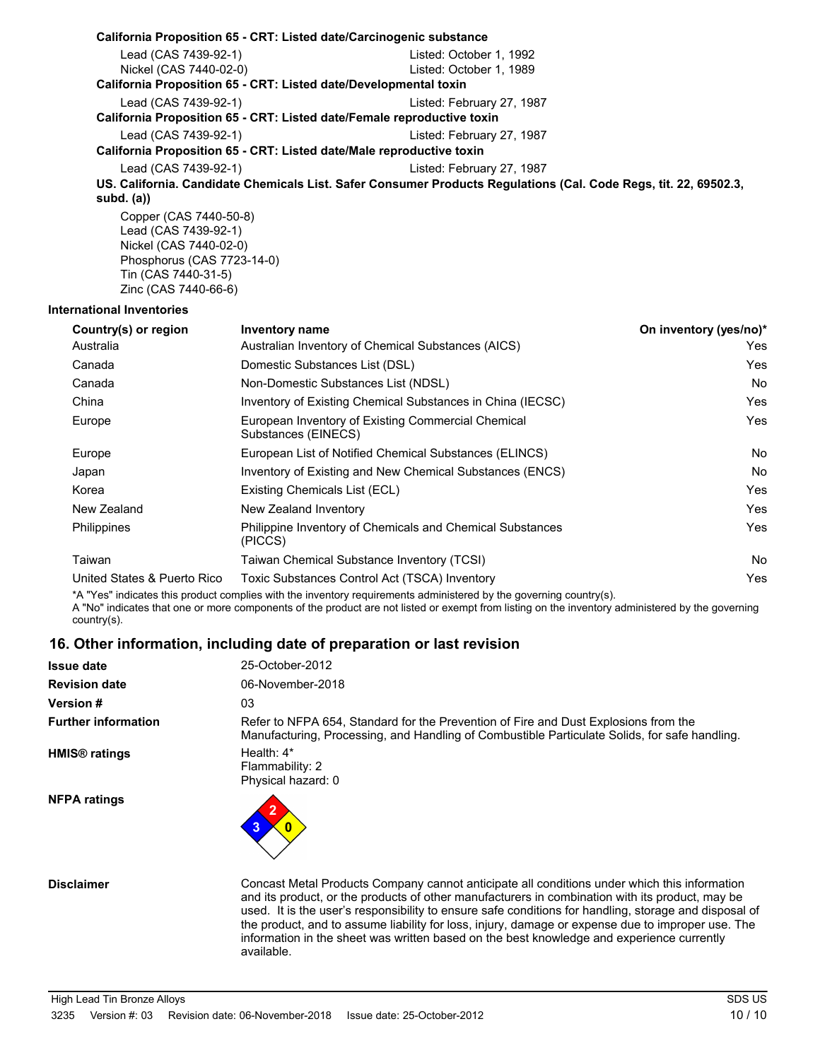**California Proposition 65 - CRT: Listed date/Carcinogenic substance**

| | |
|---|---|
| Lead (CAS 7439-92-1) | Listed: October 1, 1992 |
| Nickel (CAS 7440-02-0) | Listed: October 1, 1989 |

**California Proposition 65 - CRT: Listed date/Developmental toxin**

| | |
|---|---|
| Lead (CAS 7439-92-1) | Listed: February 27, 1987 |

**California Proposition 65 - CRT: Listed date/Female reproductive toxin**

| | |
|---|---|
| Lead (CAS 7439-92-1) | Listed: February 27, 1987 |

**California Proposition 65 - CRT: Listed date/Male reproductive toxin**

| | |
|---|---|
| Lead (CAS 7439-92-1) | Listed: February 27, 1987 |

**US. California. Candidate Chemicals List. Safer Consumer Products Regulations (Cal. Code Regs, tit. 22, 69502.3, subd. (a))**

Copper (CAS 7440-50-8)
Lead (CAS 7439-92-1)
Nickel (CAS 7440-02-0)
Phosphorus (CAS 7723-14-0)
Tin (CAS 7440-31-5)
Zinc (CAS 7440-66-6)

**International Inventories**

| Country(s) or region | Inventory name | On inventory (yes/no)* |
|---|---|---|
| Australia | Australian Inventory of Chemical Substances (AICS) | Yes |
| Canada | Domestic Substances List (DSL) | Yes |
| Canada | Non-Domestic Substances List (NDSL) | No |
| China | Inventory of Existing Chemical Substances in China (IECSC) | Yes |
| Europe | European Inventory of Existing Commercial Chemical Substances (EINECS) | Yes |
| Europe | European List of Notified Chemical Substances (ELINCS) | No |
| Japan | Inventory of Existing and New Chemical Substances (ENCS) | No |
| Korea | Existing Chemicals List (ECL) | Yes |
| New Zealand | New Zealand Inventory | Yes |
| Philippines | Philippine Inventory of Chemicals and Chemical Substances (PICCS) | Yes |
| Taiwan | Taiwan Chemical Substance Inventory (TCSI) | No |
| United States & Puerto Rico | Toxic Substances Control Act (TSCA) Inventory | Yes |

*A "Yes" indicates this product complies with the inventory requirements administered by the governing country(s).
A "No" indicates that one or more components of the product are not listed or exempt from listing on the inventory administered by the governing country(s).

## 16. Other information, including date of preparation or last revision

**Issue date** 25-October-2012

**Revision date** 06-November-2018

**Version #** 03

**Further information** Refer to NFPA 654, Standard for the Prevention of Fire and Dust Explosions from the Manufacturing, Processing, and Handling of Combustible Particulate Solids, for safe handling.

**HMIS® ratings**
Health: 4*
Flammability: 2
Physical hazard: 0

**NFPA ratings**

2
3
0

**Disclaimer** Concast Metal Products Company cannot anticipate all conditions under which this information and its product, or the products of other manufacturers in combination with its product, may be used. It is the user's responsibility to ensure safe conditions for handling, storage and disposal of the product, and to assume liability for loss, injury, damage or expense due to improper use. The information in the sheet was written based on the best knowledge and experience currently available.